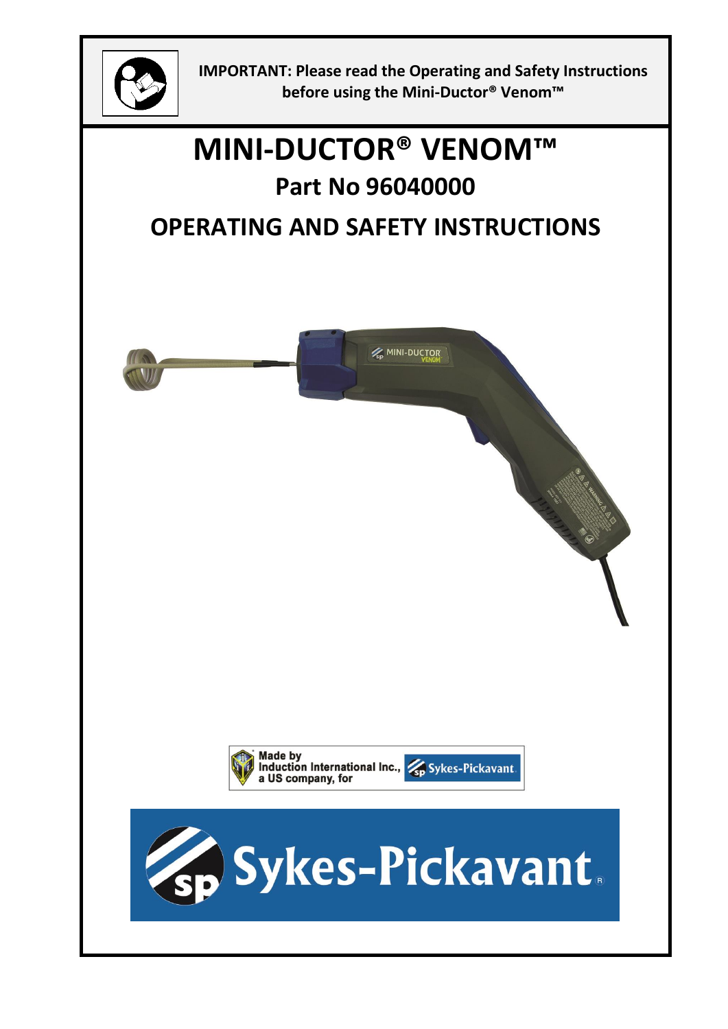**IMPORTANT: Please read the Operating and Safety Instructions before using the Mini-Ductor® Venom™**

# MINI-DUCTOR® VENOM™

## Part No 96040000

## OPERATING AND SAFETY INSTRUCTIONS

Made by Induction International Inc., a US company, for Sykes-Pickavant

Sykes-Pickavant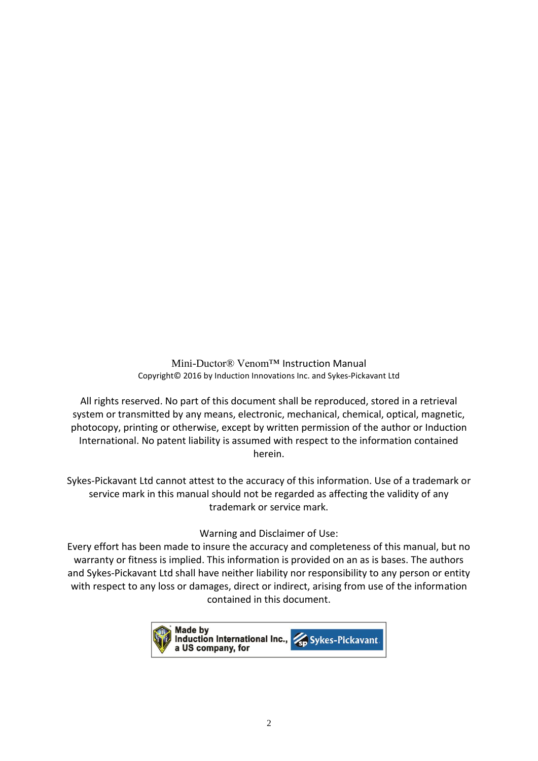Mini-Ductor® Venom™ Instruction Manual

Copyright© 2016 by Induction Innovations Inc. and Sykes-Pickavant Ltd

All rights reserved. No part of this document shall be reproduced, stored in a retrieval system or transmitted by any means, electronic, mechanical, chemical, optical, magnetic, photocopy, printing or otherwise, except by written permission of the author or Induction International. No patent liability is assumed with respect to the information contained herein.

Sykes-Pickavant Ltd cannot attest to the accuracy of this information. Use of a trademark or service mark in this manual should not be regarded as affecting the validity of any trademark or service mark.

Warning and Disclaimer of Use:

Every effort has been made to insure the accuracy and completeness of this manual, but no warranty or fitness is implied. This information is provided on an as is bases. The authors and Sykes-Pickavant Ltd shall have neither liability nor responsibility to any person or entity with respect to any loss or damages, direct or indirect, arising from use of the information contained in this document.

**Made by Induction International Inc., a US company, for Sykes-Pickavant**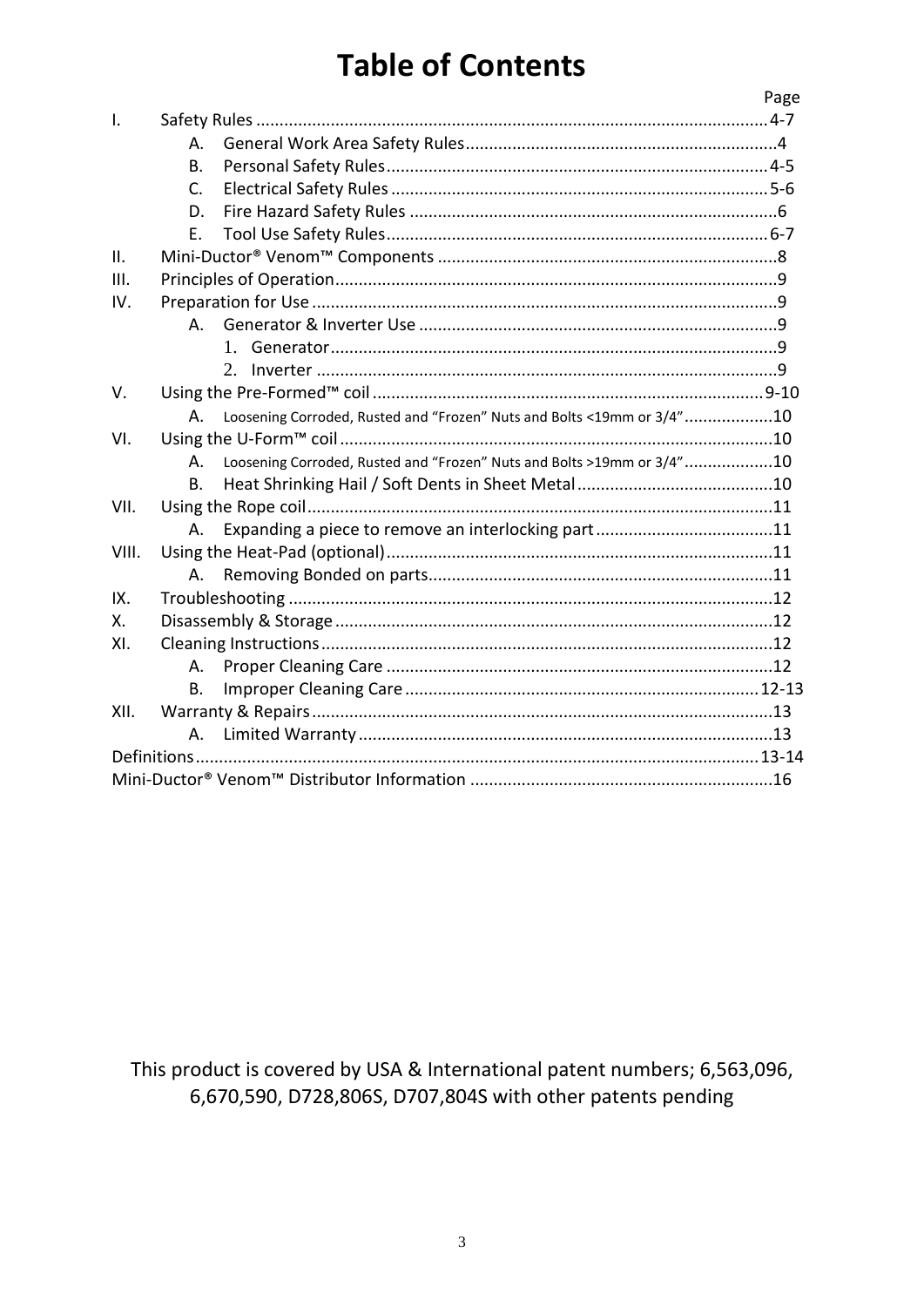# Table of Contents

| | | Page |
|---|---|---|
| I. | Safety Rules | 4-7 |
| | A. General Work Area Safety Rules | 4 |
| | B. Personal Safety Rules | 4-5 |
| | C. Electrical Safety Rules | 5-6 |
| | D. Fire Hazard Safety Rules | 6 |
| | E. Tool Use Safety Rules | 6-7 |
| II. | Mini-Ductor® Venom™ Components | 8 |
| III. | Principles of Operation | 9 |
| IV. | Preparation for Use | 9 |
| | A. Generator & Inverter Use | 9 |
| | 1. Generator | 9 |
| | 2. Inverter | 9 |
| V. | Using the Pre-Formed™ coil | 9-10 |
| | A. Loosening Corroded, Rusted and "Frozen" Nuts and Bolts <19mm or 3/4" | 10 |
| VI. | Using the U-Form™ coil | 10 |
| | A. Loosening Corroded, Rusted and "Frozen" Nuts and Bolts >19mm or 3/4" | 10 |
| | B. Heat Shrinking Hail / Soft Dents in Sheet Metal | 10 |
| VII. | Using the Rope coil | 11 |
| | A. Expanding a piece to remove an interlocking part | 11 |
| VIII. | Using the Heat-Pad (optional) | 11 |
| | A. Removing Bonded on parts | 11 |
| IX. | Troubleshooting | 12 |
| X. | Disassembly & Storage | 12 |
| XI. | Cleaning Instructions | 12 |
| | A. Proper Cleaning Care | 12 |
| | B. Improper Cleaning Care | 12-13 |
| XII. | Warranty & Repairs | 13 |
| | A. Limited Warranty | 13 |
| Definitions | | 13-14 |
| Mini-Ductor® Venom™ Distributor Information | | 16 |

This product is covered by USA & International patent numbers; 6,563,096, 6,670,590, D728,806S, D707,804S with other patents pending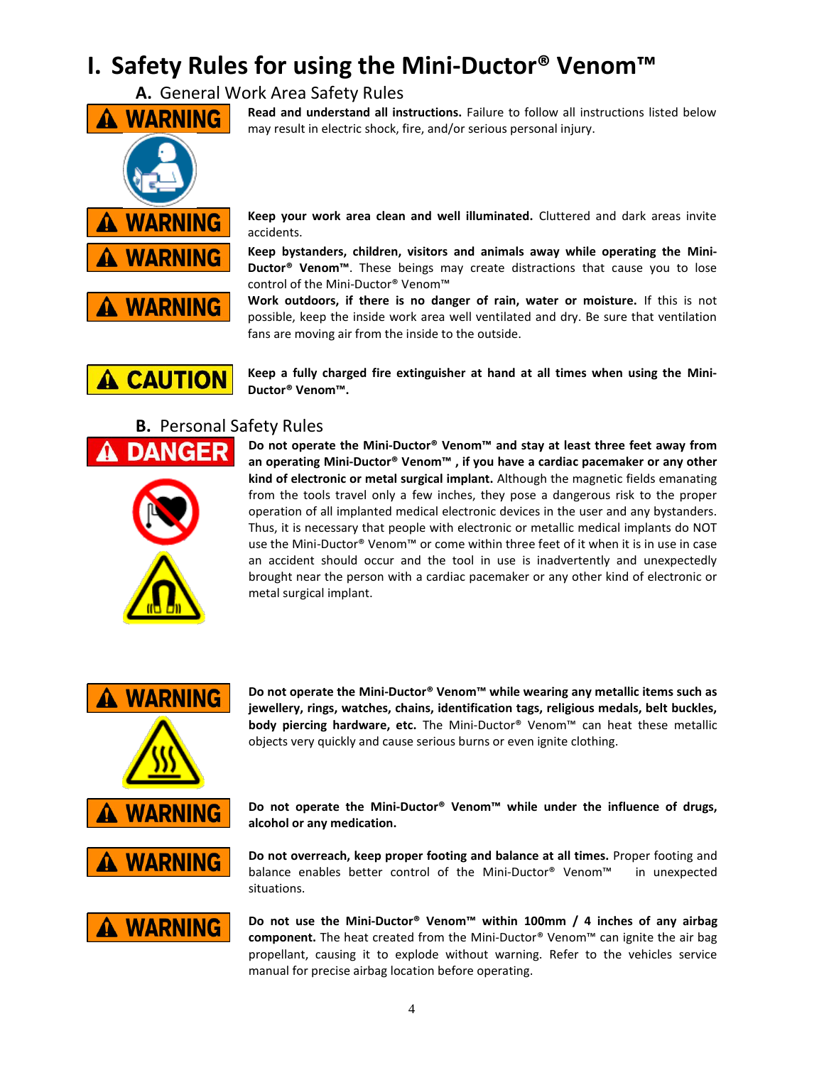# I. Safety Rules for using the Mini-Ductor® Venom™

## A. General Work Area Safety Rules

**WARNING**

**Read and understand all instructions.** Failure to follow all instructions listed below may result in electric shock, fire, and/or serious personal injury.

**WARNING**

**Keep your work area clean and well illuminated.** Cluttered and dark areas invite accidents.

**WARNING**

**Keep bystanders, children, visitors and animals away while operating the Mini-Ductor® Venom™**. These beings may create distractions that cause you to lose control of the Mini-Ductor® Venom™

**WARNING**

**Work outdoors, if there is no danger of rain, water or moisture.** If this is not possible, keep the inside work area well ventilated and dry. Be sure that ventilation fans are moving air from the inside to the outside.

**CAUTION**

**Keep a fully charged fire extinguisher at hand at all times when using the Mini-Ductor® Venom™.**

## B. Personal Safety Rules

**DANGER**

**Do not operate the Mini-Ductor® Venom™ and stay at least three feet away from an operating Mini-Ductor® Venom™ , if you have a cardiac pacemaker or any other kind of electronic or metal surgical implant.** Although the magnetic fields emanating from the tools travel only a few inches, they pose a dangerous risk to the proper operation of all implanted medical electronic devices in the user and any bystanders. Thus, it is necessary that people with electronic or metallic medical implants do NOT use the Mini-Ductor® Venom™ or come within three feet of it when it is in use in case an accident should occur and the tool in use is inadvertently and unexpectedly brought near the person with a cardiac pacemaker or any other kind of electronic or metal surgical implant.

**WARNING**

**Do not operate the Mini-Ductor® Venom™ while wearing any metallic items such as jewellery, rings, watches, chains, identification tags, religious medals, belt buckles, body piercing hardware, etc.** The Mini-Ductor® Venom™ can heat these metallic objects very quickly and cause serious burns or even ignite clothing.

**WARNING**

**Do not operate the Mini-Ductor® Venom™ while under the influence of drugs, alcohol or any medication.**

**WARNING**

**Do not overreach, keep proper footing and balance at all times.** Proper footing and balance enables better control of the Mini-Ductor® Venom™ in unexpected situations.

**WARNING**

**Do not use the Mini-Ductor® Venom™ within 100mm / 4 inches of any airbag component.** The heat created from the Mini-Ductor® Venom™ can ignite the air bag propellant, causing it to explode without warning. Refer to the vehicles service manual for precise airbag location before operating.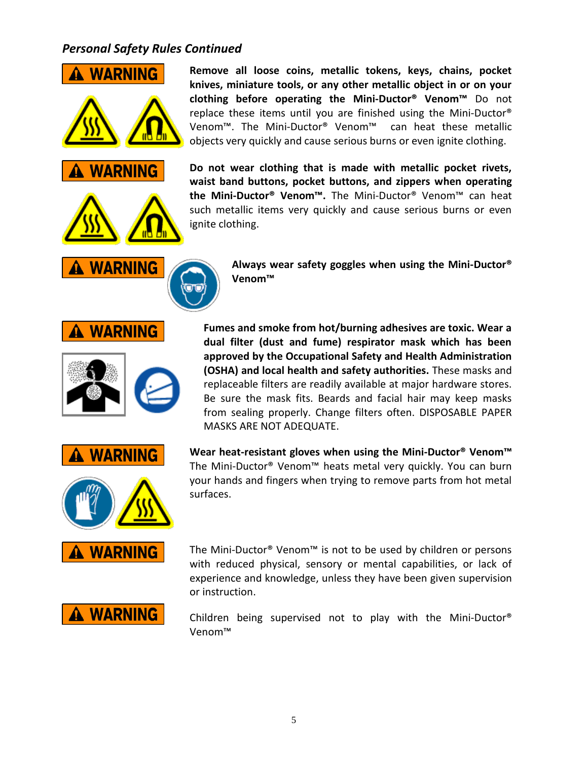### *Personal Safety Rules Continued*

**⚠ WARNING**

**Remove all loose coins, metallic tokens, keys, chains, pocket knives, miniature tools, or any other metallic object in or on your clothing before operating the Mini-Ductor® Venom™** Do not replace these items until you are finished using the Mini-Ductor® Venom™. The Mini-Ductor® Venom™ can heat these metallic objects very quickly and cause serious burns or even ignite clothing.

**⚠ WARNING**

**Do not wear clothing that is made with metallic pocket rivets, waist band buttons, pocket buttons, and zippers when operating the Mini-Ductor® Venom™.** The Mini-Ductor® Venom™ can heat such metallic items very quickly and cause serious burns or even ignite clothing.

**⚠ WARNING**

**Always wear safety goggles when using the Mini-Ductor® Venom™**

**⚠ WARNING**

**Fumes and smoke from hot/burning adhesives are toxic. Wear a dual filter (dust and fume) respirator mask which has been approved by the Occupational Safety and Health Administration (OSHA) and local health and safety authorities.** These masks and replaceable filters are readily available at major hardware stores. Be sure the mask fits. Beards and facial hair may keep masks from sealing properly. Change filters often. DISPOSABLE PAPER MASKS ARE NOT ADEQUATE.

**⚠ WARNING**

**Wear heat-resistant gloves when using the Mini-Ductor® Venom™** The Mini-Ductor® Venom™ heats metal very quickly. You can burn your hands and fingers when trying to remove parts from hot metal surfaces.

**⚠ WARNING**

The Mini-Ductor® Venom™ is not to be used by children or persons with reduced physical, sensory or mental capabilities, or lack of experience and knowledge, unless they have been given supervision or instruction.

**⚠ WARNING**

Children being supervised not to play with the Mini-Ductor® Venom™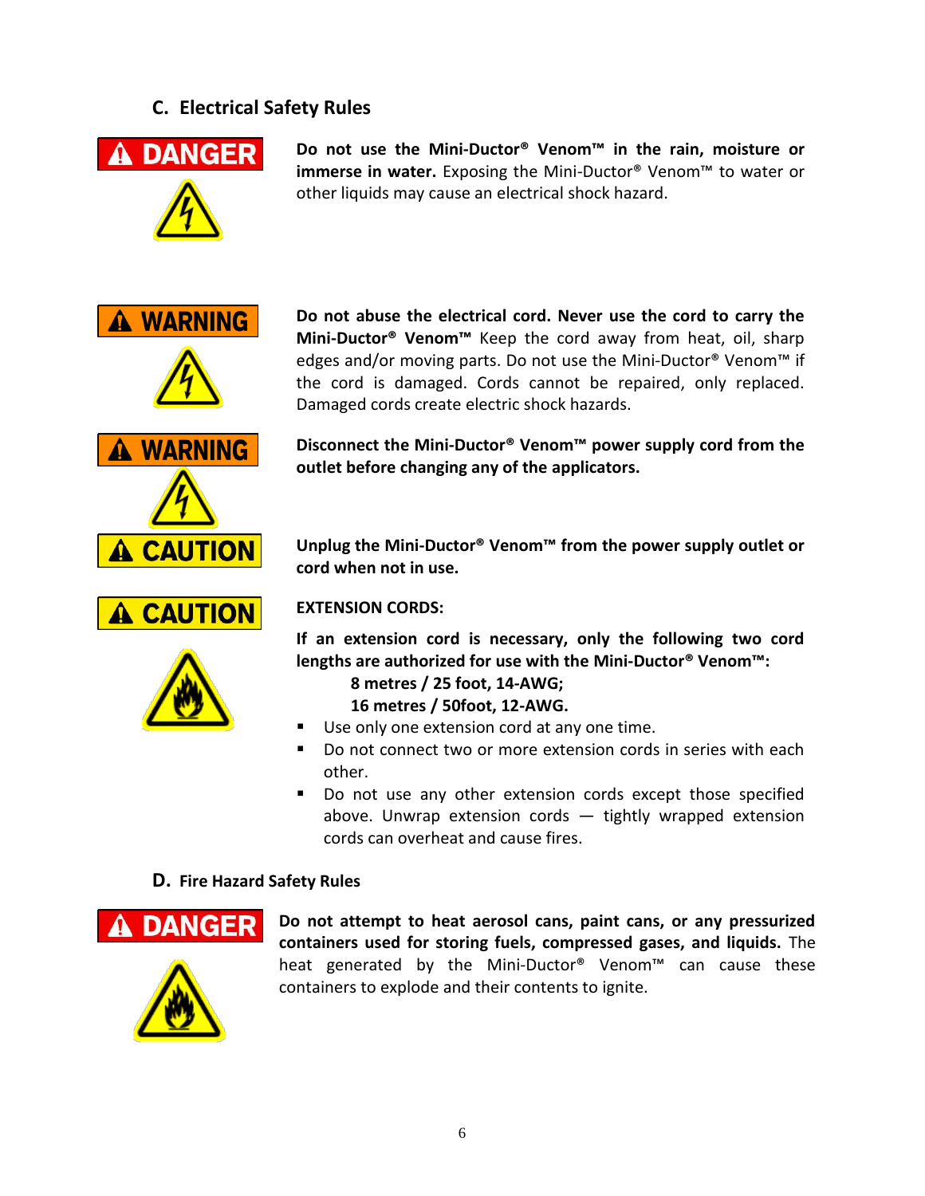## C. Electrical Safety Rules

**DANGER**

**Do not use the Mini-Ductor® Venom™ in the rain, moisture or immerse in water.** Exposing the Mini-Ductor® Venom™ to water or other liquids may cause an electrical shock hazard.

**WARNING**

**Do not abuse the electrical cord. Never use the cord to carry the Mini-Ductor® Venom™** Keep the cord away from heat, oil, sharp edges and/or moving parts. Do not use the Mini-Ductor® Venom™ if the cord is damaged. Cords cannot be repaired, only replaced. Damaged cords create electric shock hazards.

**WARNING**

**Disconnect the Mini-Ductor® Venom™ power supply cord from the outlet before changing any of the applicators.**

**CAUTION**

**Unplug the Mini-Ductor® Venom™ from the power supply outlet or cord when not in use.**

**CAUTION**

**EXTENSION CORDS:**

**If an extension cord is necessary, only the following two cord lengths are authorized for use with the Mini-Ductor® Venom™:**

**8 metres / 25 foot, 14-AWG;**

**16 metres / 50foot, 12-AWG.**

- Use only one extension cord at any one time.
- Do not connect two or more extension cords in series with each other.
- Do not use any other extension cords except those specified above. Unwrap extension cords — tightly wrapped extension cords can overheat and cause fires.

## D. Fire Hazard Safety Rules

**DANGER**

**Do not attempt to heat aerosol cans, paint cans, or any pressurized containers used for storing fuels, compressed gases, and liquids.** The heat generated by the Mini-Ductor® Venom™ can cause these containers to explode and their contents to ignite.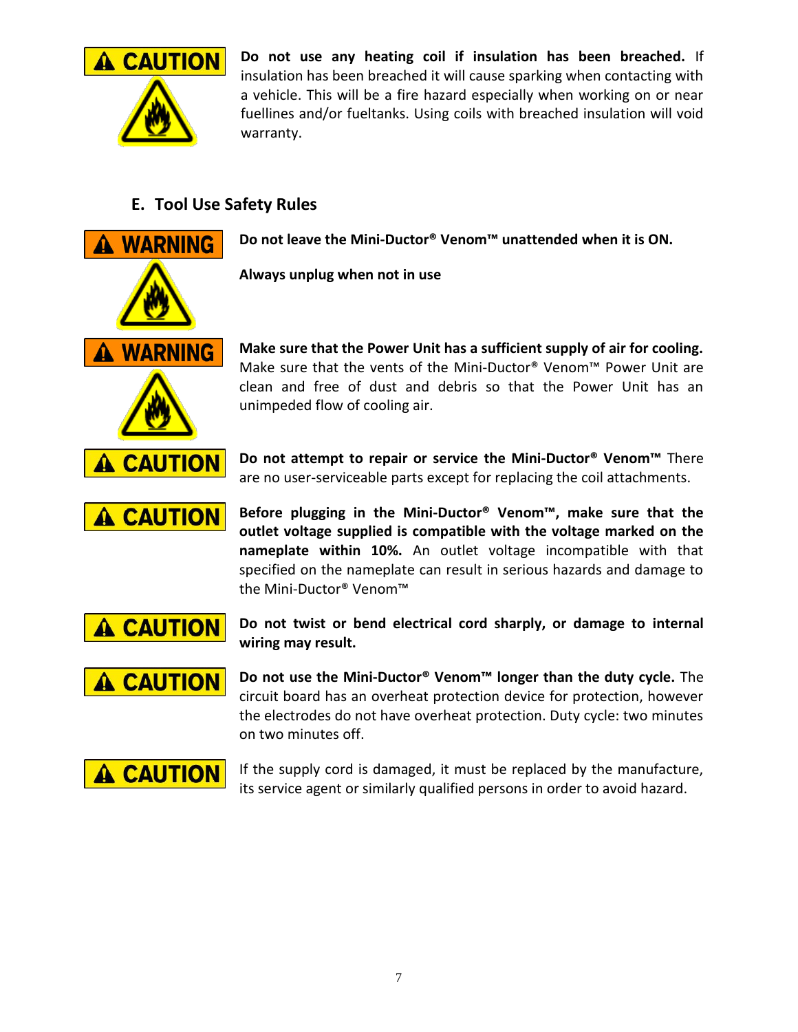**⚠ CAUTION**

**Do not use any heating coil if insulation has been breached.** If insulation has been breached it will cause sparking when contacting with a vehicle. This will be a fire hazard especially when working on or near fuellines and/or fueltanks. Using coils with breached insulation will void warranty.

## E. Tool Use Safety Rules

**⚠ WARNING**

**Do not leave the Mini-Ductor® Venom™ unattended when it is ON.**

**Always unplug when not in use**

**⚠ WARNING**

**Make sure that the Power Unit has a sufficient supply of air for cooling.** Make sure that the vents of the Mini-Ductor® Venom™ Power Unit are clean and free of dust and debris so that the Power Unit has an unimpeded flow of cooling air.

**⚠ CAUTION**

**Do not attempt to repair or service the Mini-Ductor® Venom™** There are no user-serviceable parts except for replacing the coil attachments.

**⚠ CAUTION**

**Before plugging in the Mini-Ductor® Venom™, make sure that the outlet voltage supplied is compatible with the voltage marked on the nameplate within 10%.** An outlet voltage incompatible with that specified on the nameplate can result in serious hazards and damage to the Mini-Ductor® Venom™

**⚠ CAUTION**

**Do not twist or bend electrical cord sharply, or damage to internal wiring may result.**

**⚠ CAUTION**

**Do not use the Mini-Ductor® Venom™ longer than the duty cycle.** The circuit board has an overheat protection device for protection, however the electrodes do not have overheat protection. Duty cycle: two minutes on two minutes off.

**⚠ CAUTION**

If the supply cord is damaged, it must be replaced by the manufacture, its service agent or similarly qualified persons in order to avoid hazard.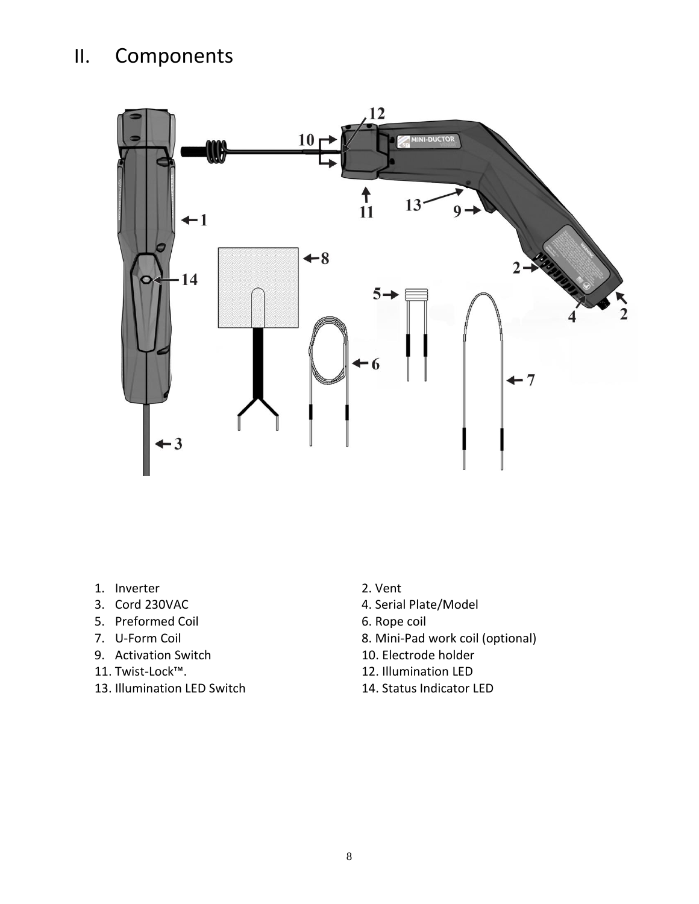# II. Components

1. Inverter
2. Vent
3. Cord 230VAC
4. Serial Plate/Model
5. Preformed Coil
6. Rope coil
7. U-Form Coil
8. Mini-Pad work coil (optional)
9. Activation Switch
10. Electrode holder
11. Twist-Lock™.
12. Illumination LED
13. Illumination LED Switch
14. Status Indicator LED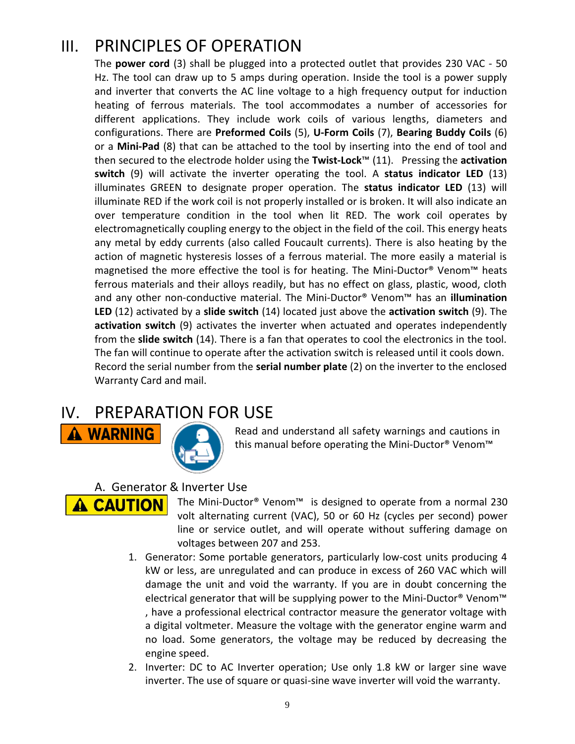# III. PRINCIPLES OF OPERATION

The **power cord** (3) shall be plugged into a protected outlet that provides 230 VAC - 50 Hz. The tool can draw up to 5 amps during operation. Inside the tool is a power supply and inverter that converts the AC line voltage to a high frequency output for induction heating of ferrous materials. The tool accommodates a number of accessories for different applications. They include work coils of various lengths, diameters and configurations. There are **Preformed Coils** (5), **U-Form Coils** (7), **Bearing Buddy Coils** (6) or a **Mini-Pad** (8) that can be attached to the tool by inserting into the end of tool and then secured to the electrode holder using the **Twist-Lock**™ (11). Pressing the **activation switch** (9) will activate the inverter operating the tool. A **status indicator LED** (13) illuminates GREEN to designate proper operation. The **status indicator LED** (13) will illuminate RED if the work coil is not properly installed or is broken. It will also indicate an over temperature condition in the tool when lit RED. The work coil operates by electromagnetically coupling energy to the object in the field of the coil. This energy heats any metal by eddy currents (also called Foucault currents). There is also heating by the action of magnetic hysteresis losses of a ferrous material. The more easily a material is magnetised the more effective the tool is for heating. The Mini-Ductor® Venom™ heats ferrous materials and their alloys readily, but has no effect on glass, plastic, wood, cloth and any other non-conductive material. The Mini-Ductor® Venom™ has an **illumination LED** (12) activated by a **slide switch** (14) located just above the **activation switch** (9). The **activation switch** (9) activates the inverter when actuated and operates independently from the **slide switch** (14). There is a fan that operates to cool the electronics in the tool. The fan will continue to operate after the activation switch is released until it cools down. Record the serial number from the **serial number plate** (2) on the inverter to the enclosed Warranty Card and mail.

# IV. PREPARATION FOR USE

**⚠ WARNING**

Read and understand all safety warnings and cautions in this manual before operating the Mini-Ductor® Venom™

## A. Generator & Inverter Use

**⚠ CAUTION**

The Mini-Ductor® Venom™ is designed to operate from a normal 230 volt alternating current (VAC), 50 or 60 Hz (cycles per second) power line or service outlet, and will operate without suffering damage on voltages between 207 and 253.

1. Generator: Some portable generators, particularly low-cost units producing 4 kW or less, are unregulated and can produce in excess of 260 VAC which will damage the unit and void the warranty. If you are in doubt concerning the electrical generator that will be supplying power to the Mini-Ductor® Venom™ , have a professional electrical contractor measure the generator voltage with a digital voltmeter. Measure the voltage with the generator engine warm and no load. Some generators, the voltage may be reduced by decreasing the engine speed.
2. Inverter: DC to AC Inverter operation; Use only 1.8 kW or larger sine wave inverter. The use of square or quasi-sine wave inverter will void the warranty.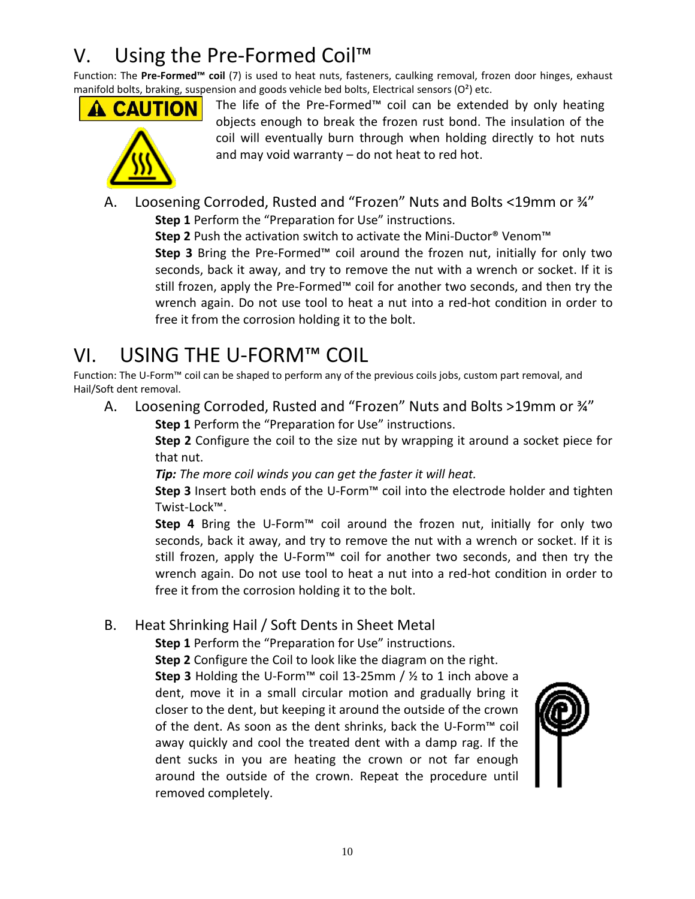# V. Using the Pre-Formed Coil™

Function: The **Pre-Formed™ coil** (7) is used to heat nuts, fasteners, caulking removal, frozen door hinges, exhaust manifold bolts, braking, suspension and goods vehicle bed bolts, Electrical sensors ($O^2$) etc.

**CAUTION**

The life of the Pre-Formed™ coil can be extended by only heating objects enough to break the frozen rust bond. The insulation of the coil will eventually burn through when holding directly to hot nuts and may void warranty – do not heat to red hot.

## A. Loosening Corroded, Rusted and "Frozen" Nuts and Bolts <19mm or ¾"

**Step 1** Perform the "Preparation for Use" instructions.

**Step 2** Push the activation switch to activate the Mini-Ductor® Venom™

**Step 3** Bring the Pre-Formed™ coil around the frozen nut, initially for only two seconds, back it away, and try to remove the nut with a wrench or socket. If it is still frozen, apply the Pre-Formed™ coil for another two seconds, and then try the wrench again. Do not use tool to heat a nut into a red-hot condition in order to free it from the corrosion holding it to the bolt.

# VI. USING THE U-FORM™ COIL

Function: The U-Form™ coil can be shaped to perform any of the previous coils jobs, custom part removal, and Hail/Soft dent removal.

## A. Loosening Corroded, Rusted and "Frozen" Nuts and Bolts >19mm or ¾"

**Step 1** Perform the "Preparation for Use" instructions.

**Step 2** Configure the coil to the size nut by wrapping it around a socket piece for that nut.

***Tip:*** *The more coil winds you can get the faster it will heat.*

**Step 3** Insert both ends of the U-Form™ coil into the electrode holder and tighten Twist-Lock™.

**Step 4** Bring the U-Form™ coil around the frozen nut, initially for only two seconds, back it away, and try to remove the nut with a wrench or socket. If it is still frozen, apply the U-Form™ coil for another two seconds, and then try the wrench again. Do not use tool to heat a nut into a red-hot condition in order to free it from the corrosion holding it to the bolt.

## B. Heat Shrinking Hail / Soft Dents in Sheet Metal

**Step 1** Perform the "Preparation for Use" instructions.

**Step 2** Configure the Coil to look like the diagram on the right.

**Step 3** Holding the U-Form™ coil 13-25mm / ½ to 1 inch above a dent, move it in a small circular motion and gradually bring it closer to the dent, but keeping it around the outside of the crown of the dent. As soon as the dent shrinks, back the U-Form™ coil away quickly and cool the treated dent with a damp rag. If the dent sucks in you are heating the crown or not far enough around the outside of the crown. Repeat the procedure until removed completely.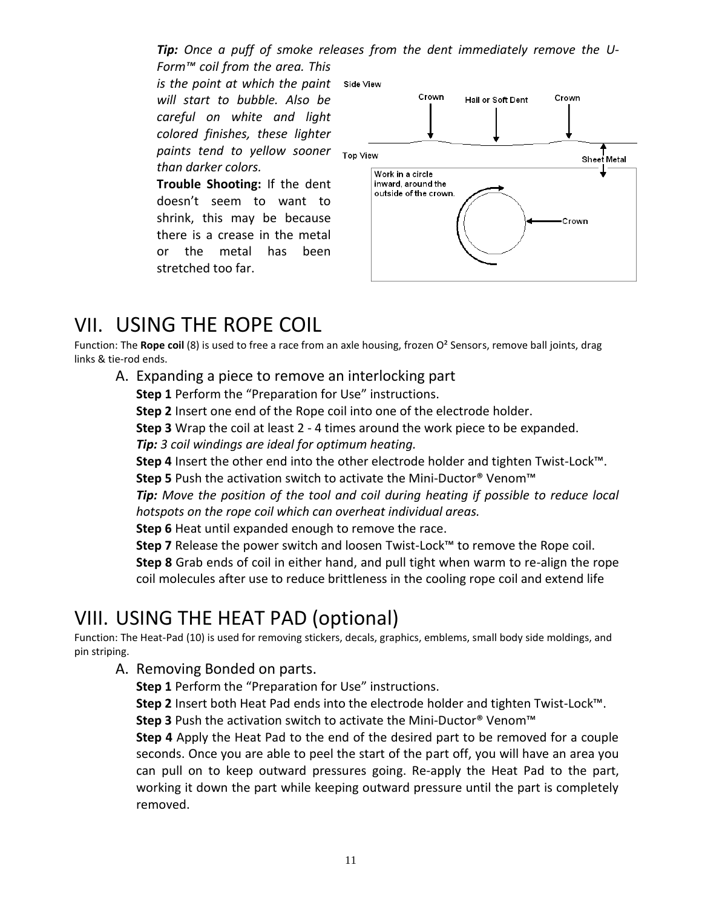*Tip: Once a puff of smoke releases from the dent immediately remove the U-Form™ coil from the area. This is the point at which the paint will start to bubble. Also be careful on white and light colored finishes, these lighter paints tend to yellow sooner than darker colors.*

**Trouble Shooting:** If the dent doesn't seem to want to shrink, this may be because there is a crease in the metal or the metal has been stretched too far.

Side View: Crown — Hail or Soft Dent — Crown; Sheet Metal

Top View: Work in a circle inward, around the outside of the crown. Crown

# VII. USING THE ROPE COIL

Function: The **Rope coil** (8) is used to free a race from an axle housing, frozen O² Sensors, remove ball joints, drag links & tie-rod ends.

## A. Expanding a piece to remove an interlocking part

**Step 1** Perform the "Preparation for Use" instructions.

**Step 2** Insert one end of the Rope coil into one of the electrode holder.

**Step 3** Wrap the coil at least 2 - 4 times around the work piece to be expanded.

***Tip:*** *3 coil windings are ideal for optimum heating.*

**Step 4** Insert the other end into the other electrode holder and tighten Twist-Lock™.

**Step 5** Push the activation switch to activate the Mini-Ductor® Venom™

***Tip:*** *Move the position of the tool and coil during heating if possible to reduce local hotspots on the rope coil which can overheat individual areas.*

**Step 6** Heat until expanded enough to remove the race.

**Step 7** Release the power switch and loosen Twist-Lock™ to remove the Rope coil.

**Step 8** Grab ends of coil in either hand, and pull tight when warm to re-align the rope coil molecules after use to reduce brittleness in the cooling rope coil and extend life

# VIII. USING THE HEAT PAD (optional)

Function: The Heat-Pad (10) is used for removing stickers, decals, graphics, emblems, small body side moldings, and pin striping.

## A. Removing Bonded on parts.

**Step 1** Perform the "Preparation for Use" instructions.

**Step 2** Insert both Heat Pad ends into the electrode holder and tighten Twist-Lock™.

**Step 3** Push the activation switch to activate the Mini-Ductor® Venom™

**Step 4** Apply the Heat Pad to the end of the desired part to be removed for a couple seconds. Once you are able to peel the start of the part off, you will have an area you can pull on to keep outward pressures going. Re-apply the Heat Pad to the part, working it down the part while keeping outward pressure until the part is completely removed.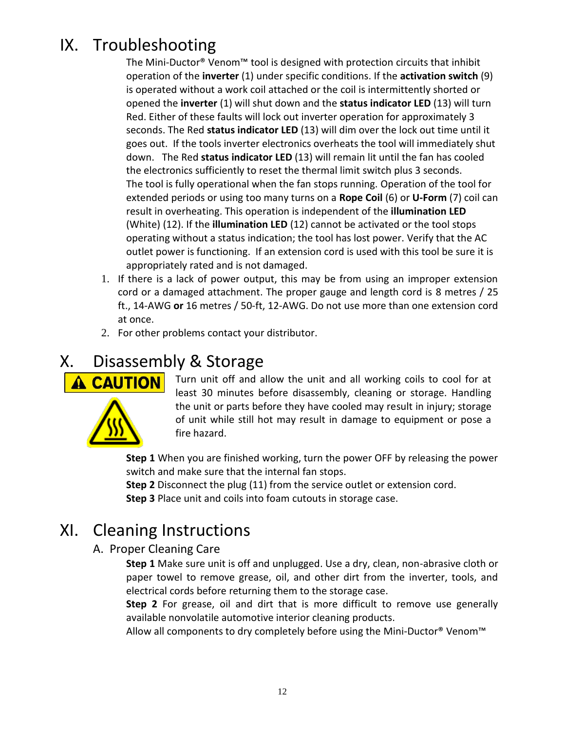# IX. Troubleshooting

The Mini-Ductor® Venom™ tool is designed with protection circuits that inhibit operation of the **inverter** (1) under specific conditions. If the **activation switch** (9) is operated without a work coil attached or the coil is intermittently shorted or opened the **inverter** (1) will shut down and the **status indicator LED** (13) will turn Red. Either of these faults will lock out inverter operation for approximately 3 seconds. The Red **status indicator LED** (13) will dim over the lock out time until it goes out. If the tools inverter electronics overheats the tool will immediately shut down. The Red **status indicator LED** (13) will remain lit until the fan has cooled the electronics sufficiently to reset the thermal limit switch plus 3 seconds. The tool is fully operational when the fan stops running. Operation of the tool for extended periods or using too many turns on a **Rope Coil** (6) or **U-Form** (7) coil can result in overheating. This operation is independent of the **illumination LED** (White) (12). If the **illumination LED** (12) cannot be activated or the tool stops operating without a status indication; the tool has lost power. Verify that the AC outlet power is functioning. If an extension cord is used with this tool be sure it is appropriately rated and is not damaged.

1. If there is a lack of power output, this may be from using an improper extension cord or a damaged attachment. The proper gauge and length cord is 8 metres / 25 ft., 14-AWG **or** 16 metres / 50-ft, 12-AWG. Do not use more than one extension cord at once.
2. For other problems contact your distributor.

# X. Disassembly & Storage

**⚠ CAUTION**

Turn unit off and allow the unit and all working coils to cool for at least 30 minutes before disassembly, cleaning or storage. Handling the unit or parts before they have cooled may result in injury; storage of unit while still hot may result in damage to equipment or pose a fire hazard.

**Step 1** When you are finished working, turn the power OFF by releasing the power switch and make sure that the internal fan stops.
**Step 2** Disconnect the plug (11) from the service outlet or extension cord.
**Step 3** Place unit and coils into foam cutouts in storage case.

# XI. Cleaning Instructions

## A. Proper Cleaning Care

**Step 1** Make sure unit is off and unplugged. Use a dry, clean, non-abrasive cloth or paper towel to remove grease, oil, and other dirt from the inverter, tools, and electrical cords before returning them to the storage case.
**Step 2** For grease, oil and dirt that is more difficult to remove use generally available nonvolatile automotive interior cleaning products.
Allow all components to dry completely before using the Mini-Ductor® Venom™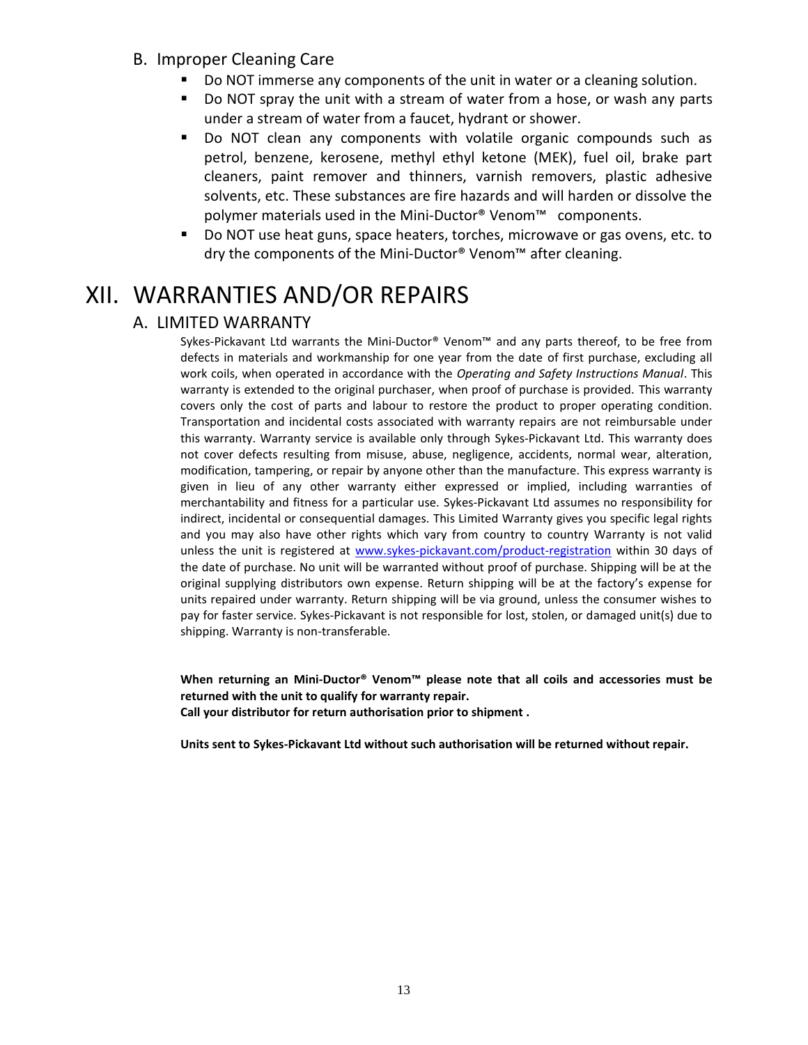### B. Improper Cleaning Care

- Do NOT immerse any components of the unit in water or a cleaning solution.
- Do NOT spray the unit with a stream of water from a hose, or wash any parts under a stream of water from a faucet, hydrant or shower.
- Do NOT clean any components with volatile organic compounds such as petrol, benzene, kerosene, methyl ethyl ketone (MEK), fuel oil, brake part cleaners, paint remover and thinners, varnish removers, plastic adhesive solvents, etc. These substances are fire hazards and will harden or dissolve the polymer materials used in the Mini-Ductor® Venom™ components.
- Do NOT use heat guns, space heaters, torches, microwave or gas ovens, etc. to dry the components of the Mini-Ductor® Venom™ after cleaning.

# XII. WARRANTIES AND/OR REPAIRS

## A. LIMITED WARRANTY

Sykes-Pickavant Ltd warrants the Mini-Ductor® Venom™ and any parts thereof, to be free from defects in materials and workmanship for one year from the date of first purchase, excluding all work coils, when operated in accordance with the *Operating and Safety Instructions Manual*. This warranty is extended to the original purchaser, when proof of purchase is provided. This warranty covers only the cost of parts and labour to restore the product to proper operating condition. Transportation and incidental costs associated with warranty repairs are not reimbursable under this warranty. Warranty service is available only through Sykes-Pickavant Ltd. This warranty does not cover defects resulting from misuse, abuse, negligence, accidents, normal wear, alteration, modification, tampering, or repair by anyone other than the manufacture. This express warranty is given in lieu of any other warranty either expressed or implied, including warranties of merchantability and fitness for a particular use. Sykes-Pickavant Ltd assumes no responsibility for indirect, incidental or consequential damages. This Limited Warranty gives you specific legal rights and you may also have other rights which vary from country to country Warranty is not valid unless the unit is registered at www.sykes-pickavant.com/product-registration within 30 days of the date of purchase. No unit will be warranted without proof of purchase. Shipping will be at the original supplying distributors own expense. Return shipping will be at the factory's expense for units repaired under warranty. Return shipping will be via ground, unless the consumer wishes to pay for faster service. Sykes-Pickavant is not responsible for lost, stolen, or damaged unit(s) due to shipping. Warranty is non-transferable.

**When returning an Mini-Ductor® Venom™ please note that all coils and accessories must be returned with the unit to qualify for warranty repair.**
**Call your distributor for return authorisation prior to shipment .**

**Units sent to Sykes-Pickavant Ltd without such authorisation will be returned without repair.**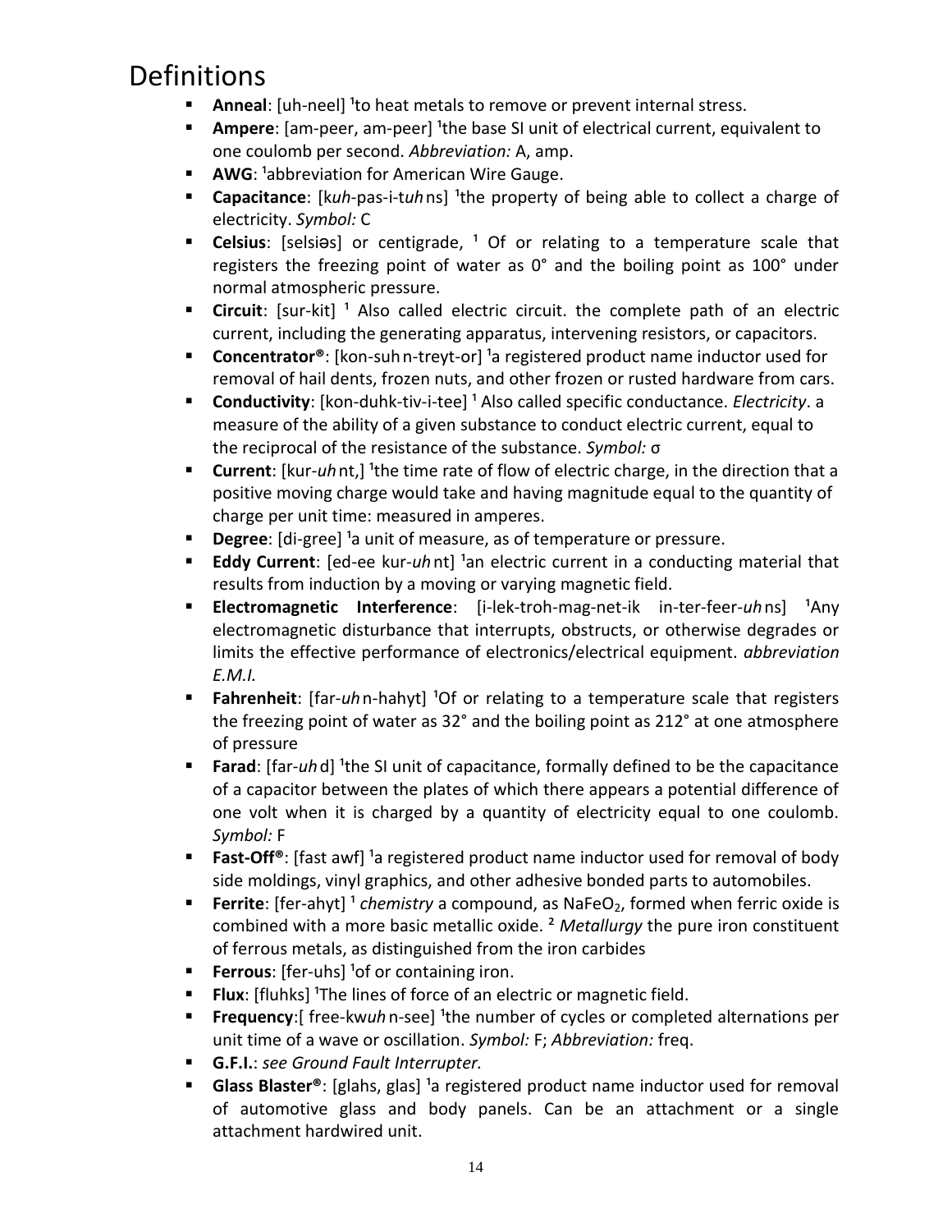# Definitions

- **Anneal**: [uh-neel] [1]to heat metals to remove or prevent internal stress.
- **Ampere**: [am-peer, am-peer] [1]the base SI unit of electrical current, equivalent to one coulomb per second. *Abbreviation:* A, amp.
- **AWG**: [1]abbreviation for American Wire Gauge.
- **Capacitance**: [k*uh*-pas-i-t*uh* ns] [1]the property of being able to collect a charge of electricity. *Symbol:* C
- **Celsius**: [selsiəs] or centigrade, [1] Of or relating to a temperature scale that registers the freezing point of water as 0° and the boiling point as 100° under normal atmospheric pressure.
- **Circuit**: [sur-kit] [1] Also called electric circuit. the complete path of an electric current, including the generating apparatus, intervening resistors, or capacitors.
- **Concentrator®**: [kon-suh n-treyt-or] [1]a registered product name inductor used for removal of hail dents, frozen nuts, and other frozen or rusted hardware from cars.
- **Conductivity**: [kon-duhk-tiv-i-tee] [1] Also called specific conductance. *Electricity*. a measure of the ability of a given substance to conduct electric current, equal to the reciprocal of the resistance of the substance. *Symbol:* σ
- **Current**: [kur-*uh* nt,] [1]the time rate of flow of electric charge, in the direction that a positive moving charge would take and having magnitude equal to the quantity of charge per unit time: measured in amperes.
- **Degree**: [di-gree] [1]a unit of measure, as of temperature or pressure.
- **Eddy Current**: [ed-ee kur-*uh* nt] [1]an electric current in a conducting material that results from induction by a moving or varying magnetic field.
- **Electromagnetic Interference**: [i-lek-troh-mag-net-ik in-ter-feer-*uh* ns] [1]Any electromagnetic disturbance that interrupts, obstructs, or otherwise degrades or limits the effective performance of electronics/electrical equipment. *abbreviation E.M.I.*
- **Fahrenheit**: [far-*uh* n-hahyt] [1]Of or relating to a temperature scale that registers the freezing point of water as 32° and the boiling point as 212° at one atmosphere of pressure
- **Farad**: [far-*uh* d] [1]the SI unit of capacitance, formally defined to be the capacitance of a capacitor between the plates of which there appears a potential difference of one volt when it is charged by a quantity of electricity equal to one coulomb. *Symbol:* F
- **Fast-Off®**: [fast awf] [1]a registered product name inductor used for removal of body side moldings, vinyl graphics, and other adhesive bonded parts to automobiles.
- **Ferrite**: [fer-ahyt] [1] *chemistry* a compound, as $NaFeO_2$, formed when ferric oxide is combined with a more basic metallic oxide. [2] *Metallurgy* the pure iron constituent of ferrous metals, as distinguished from the iron carbides
- **Ferrous**: [fer-uhs] [1]of or containing iron.
- **Flux**: [fluhks] [1]The lines of force of an electric or magnetic field.
- **Frequency**:[ free-kw*uh* n-see] [1]the number of cycles or completed alternations per unit time of a wave or oscillation. *Symbol:* F; *Abbreviation:* freq.
- **G.F.I.**: *see Ground Fault Interrupter.*
- **Glass Blaster®**: [glahs, glas] [1]a registered product name inductor used for removal of automotive glass and body panels. Can be an attachment or a single attachment hardwired unit.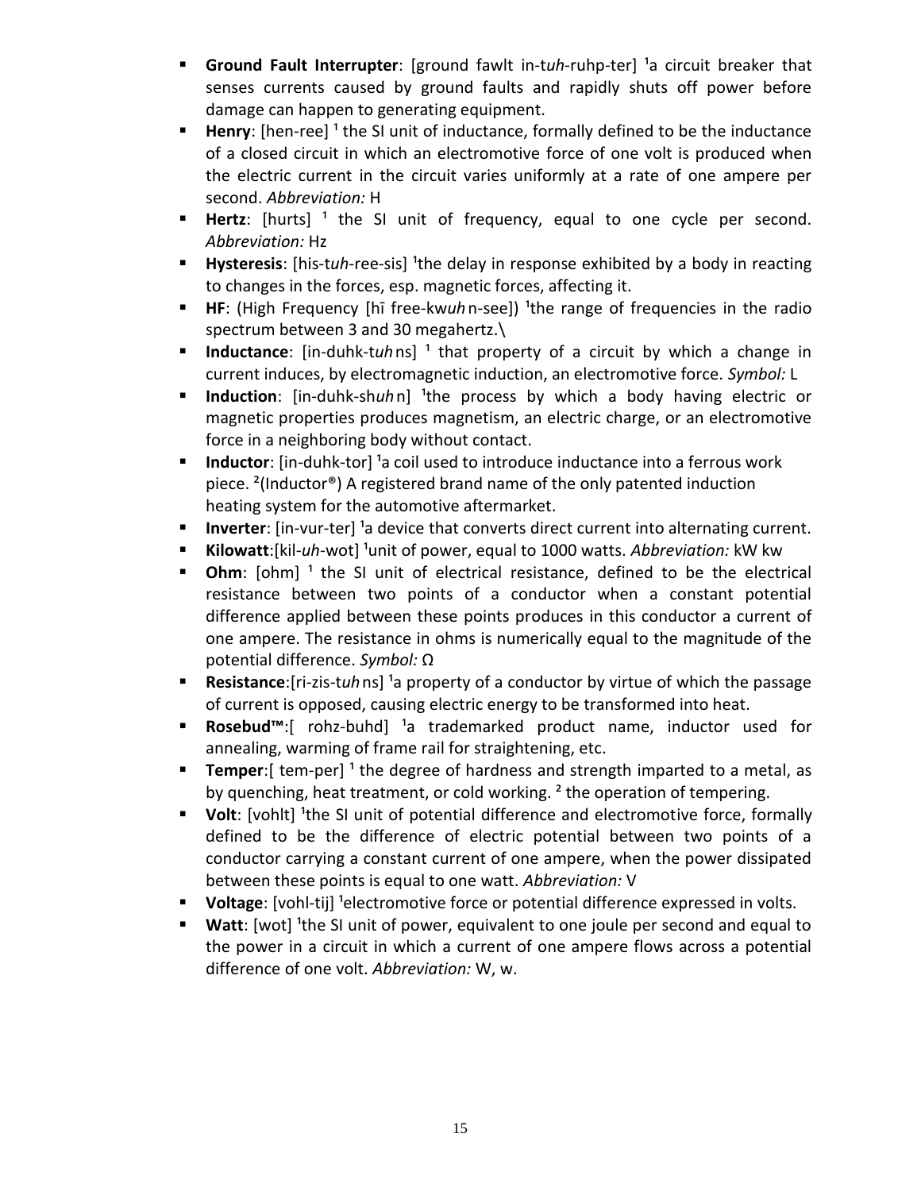- **Ground Fault Interrupter**: [ground fawlt in-t*uh*-ruhp-ter] ¹a circuit breaker that senses currents caused by ground faults and rapidly shuts off power before damage can happen to generating equipment.
- **Henry**: [hen-ree] ¹ the SI unit of inductance, formally defined to be the inductance of a closed circuit in which an electromotive force of one volt is produced when the electric current in the circuit varies uniformly at a rate of one ampere per second. *Abbreviation:* H
- **Hertz**: [hurts] ¹ the SI unit of frequency, equal to one cycle per second. *Abbreviation:* Hz
- **Hysteresis**: [his-t*uh*-ree-sis] ¹the delay in response exhibited by a body in reacting to changes in the forces, esp. magnetic forces, affecting it.
- **HF**: (High Frequency [hī free-kw*uh* n-see]) ¹the range of frequencies in the radio spectrum between 3 and 30 megahertz.\
- **Inductance**: [in-duhk-t*uh* ns] ¹ that property of a circuit by which a change in current induces, by electromagnetic induction, an electromotive force. *Symbol:* L
- **Induction**: [in-duhk-sh*uh* n] ¹the process by which a body having electric or magnetic properties produces magnetism, an electric charge, or an electromotive force in a neighboring body without contact.
- **Inductor**: [in-duhk-tor] ¹a coil used to introduce inductance into a ferrous work piece. ²(Inductor®) A registered brand name of the only patented induction heating system for the automotive aftermarket.
- **Inverter**: [in-vur-ter] ¹a device that converts direct current into alternating current.
- **Kilowatt**:[kil-*uh*-wot] ¹unit of power, equal to 1000 watts. *Abbreviation:* kW kw
- **Ohm**: [ohm] ¹ the SI unit of electrical resistance, defined to be the electrical resistance between two points of a conductor when a constant potential difference applied between these points produces in this conductor a current of one ampere. The resistance in ohms is numerically equal to the magnitude of the potential difference. *Symbol:* Ω
- **Resistance**:[ri-zis-t*uh* ns] ¹a property of a conductor by virtue of which the passage of current is opposed, causing electric energy to be transformed into heat.
- **Rosebud™**:[ rohz-buhd] ¹a trademarked product name, inductor used for annealing, warming of frame rail for straightening, etc.
- **Temper**:[ tem-per] ¹ the degree of hardness and strength imparted to a metal, as by quenching, heat treatment, or cold working. ² the operation of tempering.
- **Volt**: [vohlt] ¹the SI unit of potential difference and electromotive force, formally defined to be the difference of electric potential between two points of a conductor carrying a constant current of one ampere, when the power dissipated between these points is equal to one watt. *Abbreviation:* V
- **Voltage**: [vohl-tij] ¹electromotive force or potential difference expressed in volts.
- **Watt**: [wot] ¹the SI unit of power, equivalent to one joule per second and equal to the power in a circuit in which a current of one ampere flows across a potential difference of one volt. *Abbreviation:* W, w.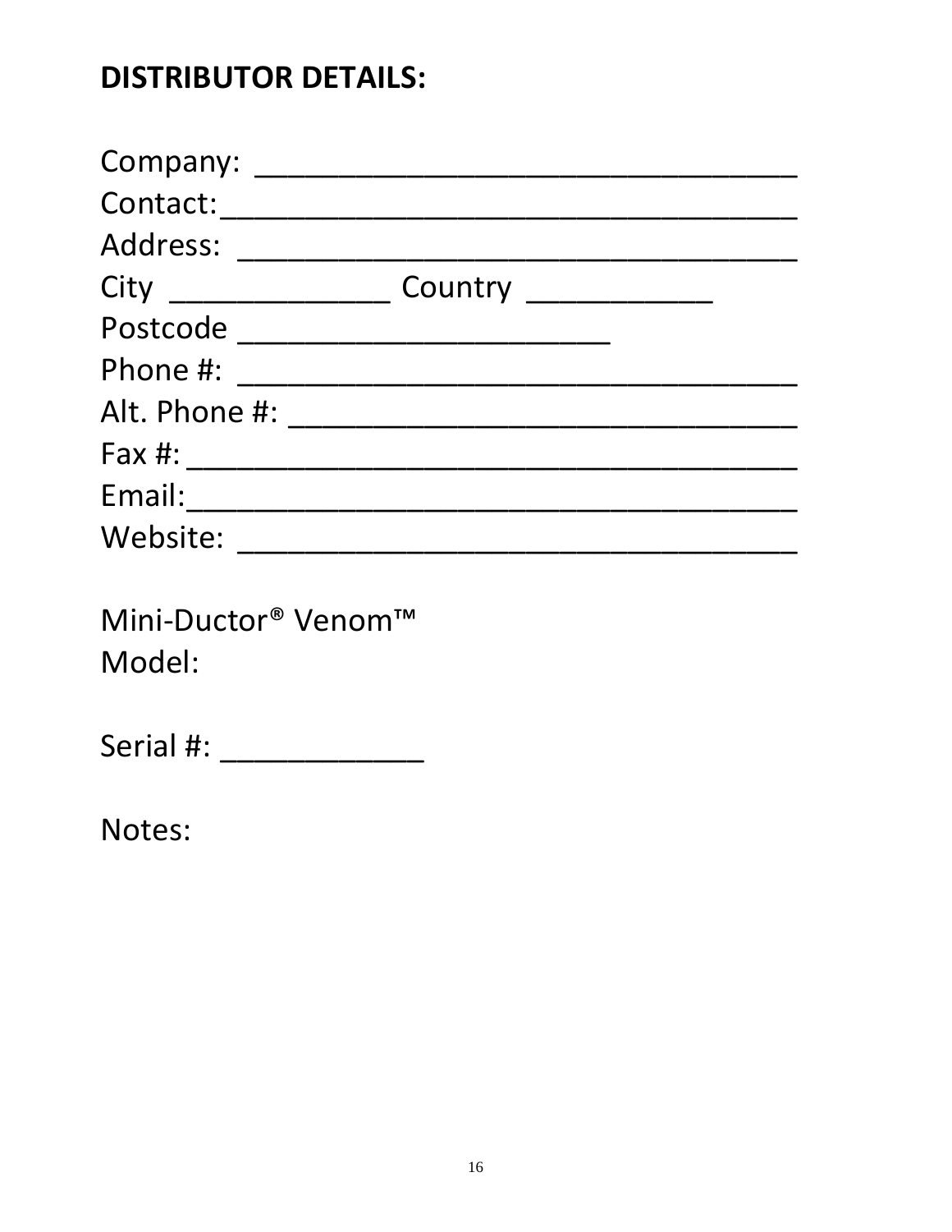## DISTRIBUTOR DETAILS:

Company: ________________________________

Contact:__________________________________

Address: _________________________________

City ______________ Country ____________

Postcode ________________________

Phone #: _________________________________

Alt. Phone #: ______________________________

Fax #: ____________________________________

Email:____________________________________

Website: _________________________________

Mini-Ductor® Venom™
Model:

Serial #: _____________

Notes: